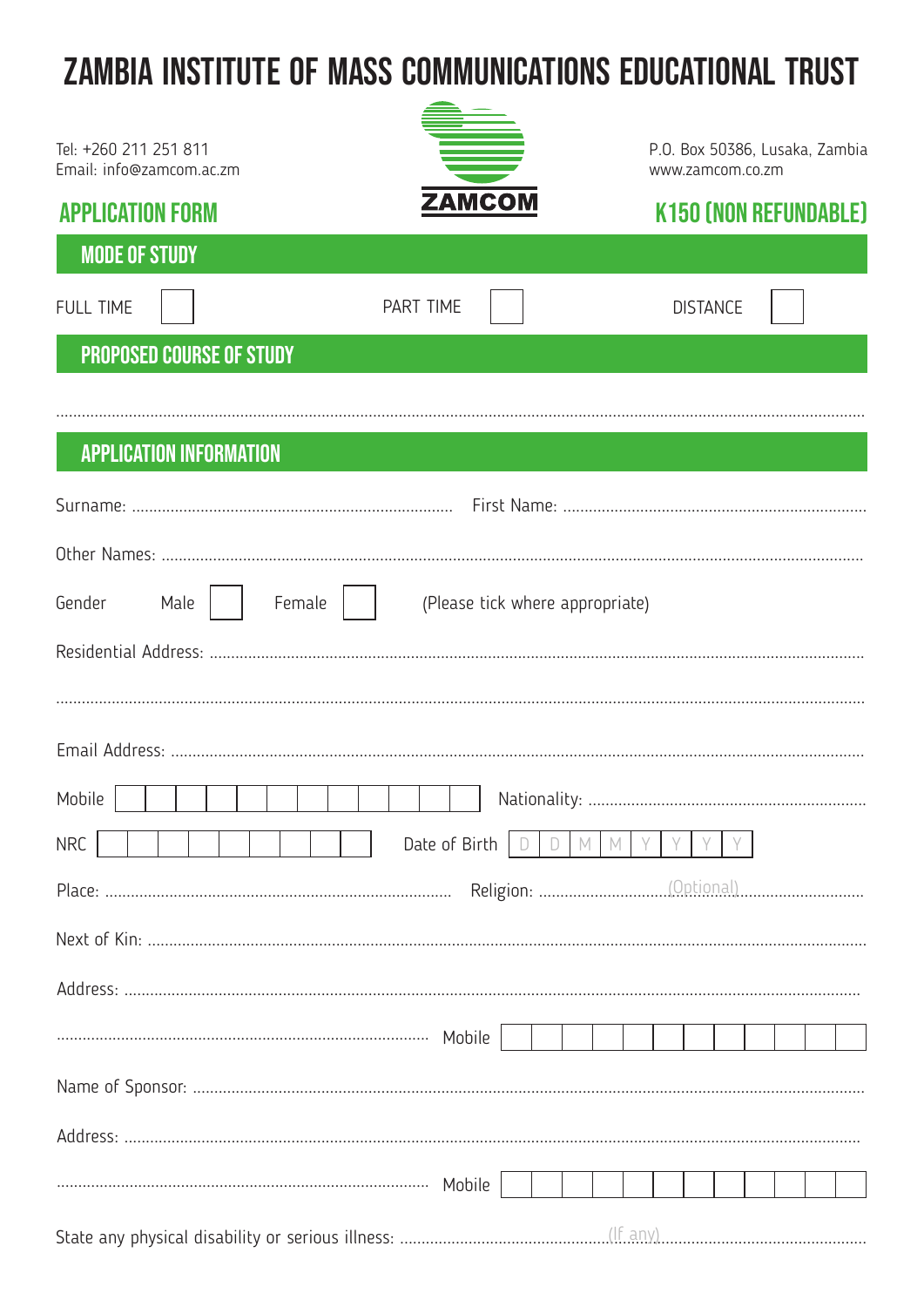# ZAMBIA INSTITUTE OF MASS COMMUNICATIONS EDUCATIONAL TRUST

Tel: +260 211 251 811
Email: info@zamcom.ac.zm

ZAMCOM

P.O. Box 50386, Lusaka, Zambia
www.zamcom.co.zm

## APPLICATION FORM

**K150 (NON REFUNDABLE)**

## MODE OF STUDY

FULL TIME ☐ PART TIME ☐ DISTANCE ☐

## PROPOSED COURSE OF STUDY

..............................................................................................................................................

## APPLICATION INFORMATION

Surname: .......................................................... First Name: ..........................................................

Other Names: ..............................................................................................................................

Gender Male ☐ Female ☐ (Please tick where appropriate)

Residential Address: ......................................................................................................................

..............................................................................................................................................

Email Address: ..............................................................................................................................

Mobile | | | | | | | | | | | | | Nationality: ..........................................................

NRC | | | | | | | | | | Date of Birth | D | D | M | M | Y | Y | Y | Y |

Place: .......................................................... Religion: ..........(Optional)..........

Next of Kin: ..................................................................................................................................

Address: ........................................................................................................................................

.......................................................... Mobile | | | | | | | | | | | | |

Name of Sponsor: ..........................................................................................................................

Address: ........................................................................................................................................

.......................................................... Mobile | | | | | | | | | | | | |

State any physical disability or serious illness: ..........(If any)..........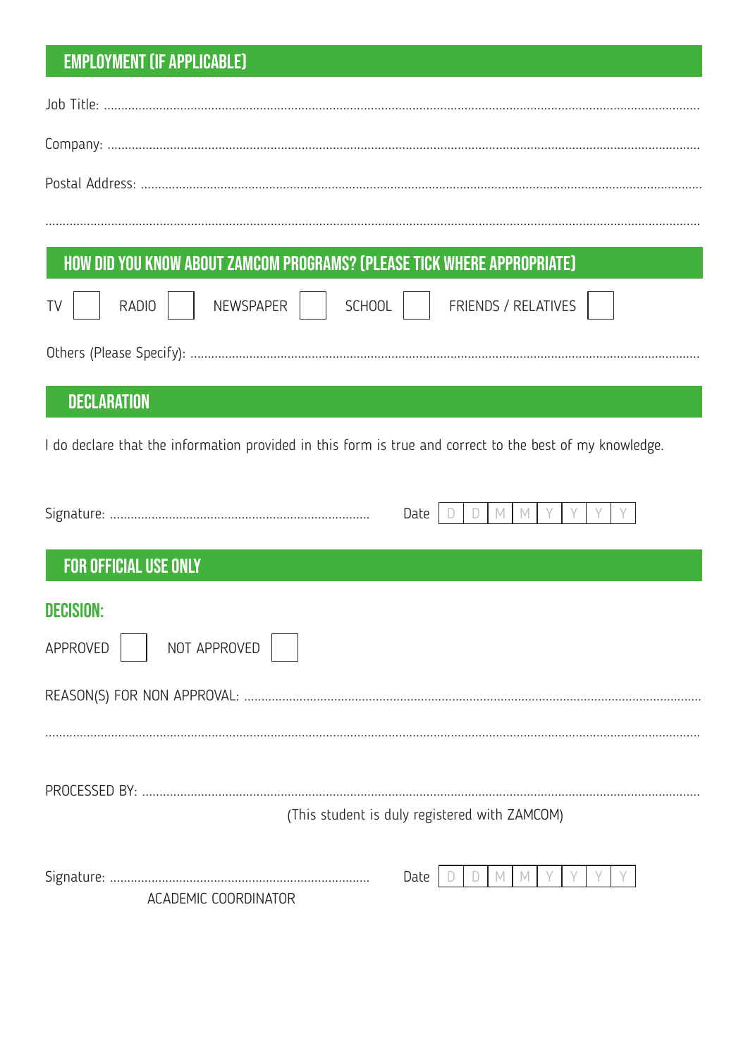## EMPLOYMENT (IF APPLICABLE)

Job Title: ..................................................................................................................................................................

Company: ..................................................................................................................................................................

Postal Address: ..........................................................................................................................................................

..................................................................................................................................................................................

## HOW DID YOU KNOW ABOUT ZAMCOM PROGRAMS? (PLEASE TICK WHERE APPROPRIATE)

TV ☐ RADIO ☐ NEWSPAPER ☐ SCHOOL ☐ FRIENDS / RELATIVES ☐

Others (Please Specify): ............................................................................................................................................

## DECLARATION

I do declare that the information provided in this form is true and correct to the best of my knowledge.

Signature: ..........................................................................

Date | D | D | M | M | Y | Y | Y | Y |

## FOR OFFICIAL USE ONLY

### DECISION:

APPROVED ☐ NOT APPROVED ☐

REASON(S) FOR NON APPROVAL: .......................................................................................................................

..................................................................................................................................................................................

PROCESSED BY: .......................................................................................................................................................

(This student is duly registered with ZAMCOM)

Signature: ..........................................................................
ACADEMIC COORDINATOR

Date | D | D | M | M | Y | Y | Y | Y |